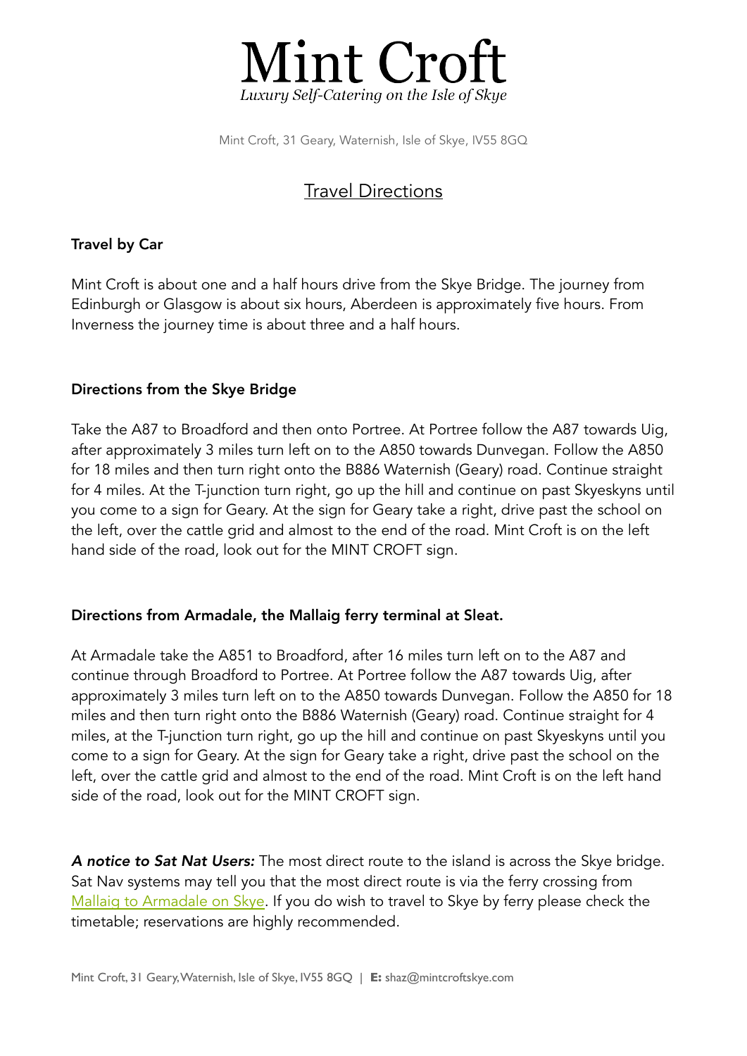# Mint Croft

*Luxury Self-Catering on the Isle of Skye*

Mint Croft, 31 Geary, Waternish, Isle of Skye, IV55 8GQ

## Travel Directions

### Travel by Car

Mint Croft is about one and a half hours drive from the Skye Bridge. The journey from Edinburgh or Glasgow is about six hours, Aberdeen is approximately five hours. From Inverness the journey time is about three and a half hours.

### Directions from the Skye Bridge

Take the A87 to Broadford and then onto Portree. At Portree follow the A87 towards Uig, after approximately 3 miles turn left on to the A850 towards Dunvegan. Follow the A850 for 18 miles and then turn right onto the B886 Waternish (Geary) road. Continue straight for 4 miles. At the T-junction turn right, go up the hill and continue on past Skyeskyns until you come to a sign for Geary. At the sign for Geary take a right, drive past the school on the left, over the cattle grid and almost to the end of the road. Mint Croft is on the left hand side of the road, look out for the MINT CROFT sign.

### Directions from Armadale, the Mallaig ferry terminal at Sleat.

At Armadale take the A851 to Broadford, after 16 miles turn left on to the A87 and continue through Broadford to Portree. At Portree follow the A87 towards Uig, after approximately 3 miles turn left on to the A850 towards Dunvegan. Follow the A850 for 18 miles and then turn right onto the B886 Waternish (Geary) road. Continue straight for 4 miles, at the T-junction turn right, go up the hill and continue on past Skyeskyns until you come to a sign for Geary. At the sign for Geary take a right, drive past the school on the left, over the cattle grid and almost to the end of the road. Mint Croft is on the left hand side of the road, look out for the MINT CROFT sign.

***A notice to Sat Nat Users:*** The most direct route to the island is across the Skye bridge. Sat Nav systems may tell you that the most direct route is via the ferry crossing from Mallaig to Armadale on Skye. If you do wish to travel to Skye by ferry please check the timetable; reservations are highly recommended.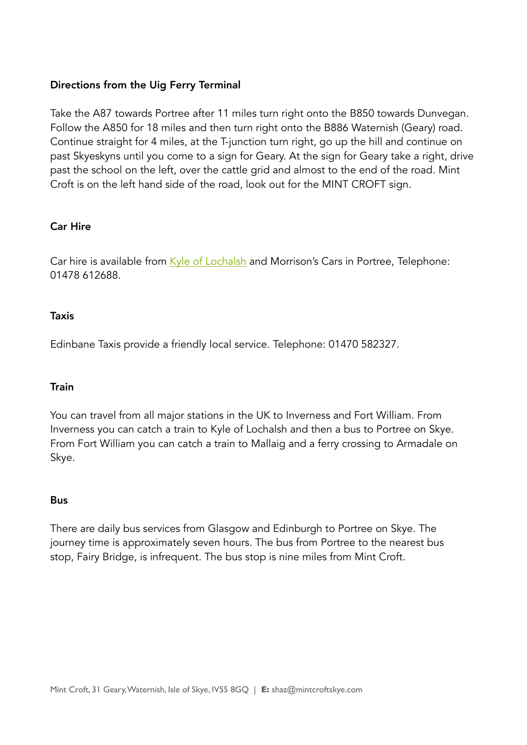## Directions from the Uig Ferry Terminal

Take the A87 towards Portree after 11 miles turn right onto the B850 towards Dunvegan. Follow the A850 for 18 miles and then turn right onto the B886 Waternish (Geary) road. Continue straight for 4 miles, at the T-junction turn right, go up the hill and continue on past Skyeskyns until you come to a sign for Geary. At the sign for Geary take a right, drive past the school on the left, over the cattle grid and almost to the end of the road. Mint Croft is on the left hand side of the road, look out for the MINT CROFT sign.

## Car Hire

Car hire is available from Kyle of Lochalsh and Morrison's Cars in Portree, Telephone: 01478 612688.

## Taxis

Edinbane Taxis provide a friendly local service. Telephone: 01470 582327.

## Train

You can travel from all major stations in the UK to Inverness and Fort William. From Inverness you can catch a train to Kyle of Lochalsh and then a bus to Portree on Skye. From Fort William you can catch a train to Mallaig and a ferry crossing to Armadale on Skye.

## Bus

There are daily bus services from Glasgow and Edinburgh to Portree on Skye. The journey time is approximately seven hours. The bus from Portree to the nearest bus stop, Fairy Bridge, is infrequent. The bus stop is nine miles from Mint Croft.

Mint Croft, 31 Geary, Waternish, Isle of Skye, IV55 8GQ | **E:** shaz@mintcroftskye.com